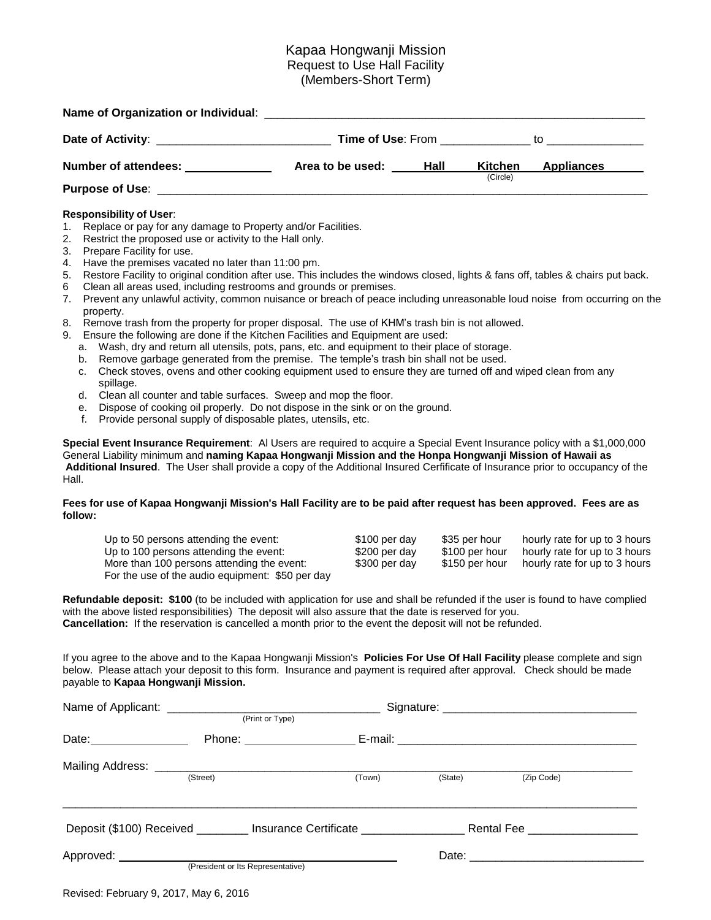# Kapaa Hongwanji Mission
## Request to Use Hall Facility
### (Members-Short Term)

**Name of Organization or Individual**: ____________________________________________________________

**Date of Activity**: ___________________________ **Time of Use**: From ______________ to _______________

**Number of attendees:** _____________ **Area to be used:** **Hall** **Kitchen** **Appliances** (Circle)

**Purpose of Use**: ________________________________________________________________________________

**Responsibility of User**:

1. Replace or pay for any damage to Property and/or Facilities.
2. Restrict the proposed use or activity to the Hall only.
3. Prepare Facility for use.
4. Have the premises vacated no later than 11:00 pm.
5. Restore Facility to original condition after use. This includes the windows closed, lights & fans off, tables & chairs put back.
6. Clean all areas used, including restrooms and grounds or premises.
7. Prevent any unlawful activity, common nuisance or breach of peace including unreasonable loud noise from occurring on the property.
8. Remove trash from the property for proper disposal. The use of KHM's trash bin is not allowed.
9. Ensure the following are done if the Kitchen Facilities and Equipment are used:
   a. Wash, dry and return all utensils, pots, pans, etc. and equipment to their place of storage.
   b. Remove garbage generated from the premise. The temple's trash bin shall not be used.
   c. Check stoves, ovens and other cooking equipment used to ensure they are turned off and wiped clean from any spillage.
   d. Clean all counter and table surfaces. Sweep and mop the floor.
   e. Dispose of cooking oil properly. Do not dispose in the sink or on the ground.
   f. Provide personal supply of disposable plates, utensils, etc.

**Special Event Insurance Requirement**: Al Users are required to acquire a Special Event Insurance policy with a $1,000,000 General Liability minimum and **naming Kapaa Hongwanji Mission and the Honpa Hongwanji Mission of Hawaii as Additional Insured**. The User shall provide a copy of the Additional Insured Certificate of Insurance prior to occupancy of the Hall.

**Fees for use of Kapaa Hongwanji Mission's Hall Facility are to be paid after request has been approved. Fees are as follow:**

| | | | |
|---|---|---|---|
| Up to 50 persons attending the event: | $100 per day | $35 per hour | hourly rate for up to 3 hours |
| Up to 100 persons attending the event: | $200 per day | $100 per hour | hourly rate for up to 3 hours |
| More than 100 persons attending the event: | $300 per day | $150 per hour | hourly rate for up to 3 hours |
| For the use of the audio equipment: $50 per day | | | |

**Refundable deposit: $100** (to be included with application for use and shall be refunded if the user is found to have complied with the above listed responsibilities) The deposit will also assure that the date is reserved for you.
**Cancellation:** If the reservation is cancelled a month prior to the event the deposit will not be refunded.

If you agree to the above and to the Kapaa Hongwanji Mission's **Policies For Use Of Hall Facility** please complete and sign below. Please attach your deposit to this form. Insurance and payment is required after approval. Check should be made payable to **Kapaa Hongwanji Mission.**

Name of Applicant: ________________________________ (Print or Type) Signature: ______________________________

Date: _______________ Phone: ________________ E-mail: ____________________________________

Mailing Address: ________________________________________________________________________
(Street) (Town) (State) (Zip Code)

___

Deposit ($100) Received ________ Insurance Certificate ________________ Rental Fee _________________

Approved: ________________________________________ (President or Its Representative) Date: ___________________________

Revised: February 9, 2017, May 6, 2016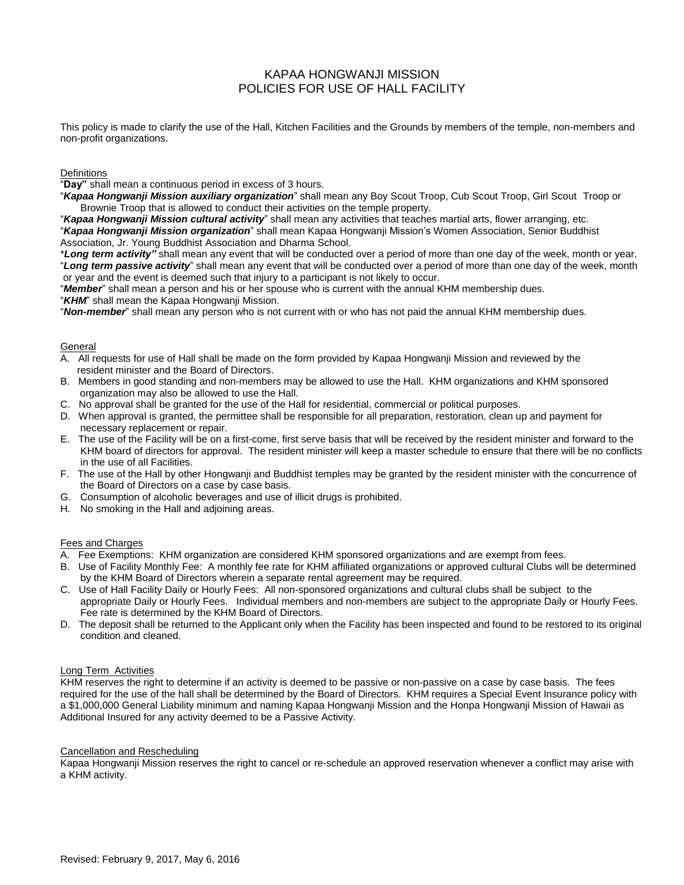# KAPAA HONGWANJI MISSION
# POLICIES FOR USE OF HALL FACILITY

This policy is made to clarify the use of the Hall, Kitchen Facilities and the Grounds by members of the temple, non-members and non-profit organizations.

## Definitions

"**Day"** shall mean a continuous period in excess of 3 hours.

"***Kapaa Hongwanji Mission auxiliary organization***" shall mean any Boy Scout Troop, Cub Scout Troop, Girl Scout Troop or Brownie Troop that is allowed to conduct their activities on the temple property.

"***Kapaa Hongwanji Mission cultural activity***" shall mean any activities that teaches martial arts, flower arranging, etc.

"***Kapaa Hongwanji Mission organization***" shall mean Kapaa Hongwanji Mission's Women Association, Senior Buddhist Association, Jr. Young Buddhist Association and Dharma School.

*"***Long term activity"*** shall mean any event that will be conducted over a period of more than one day of the week, month or year.

"***Long term passive activity***" shall mean any event that will be conducted over a period of more than one day of the week, month or year and the event is deemed such that injury to a participant is not likely to occur.

"***Member***" shall mean a person and his or her spouse who is current with the annual KHM membership dues.

"***KHM***" shall mean the Kapaa Hongwanji Mission.

"***Non-member***" shall mean any person who is not current with or who has not paid the annual KHM membership dues.

## General

A. All requests for use of Hall shall be made on the form provided by Kapaa Hongwanji Mission and reviewed by the resident minister and the Board of Directors.

B. Members in good standing and non-members may be allowed to use the Hall. KHM organizations and KHM sponsored organization may also be allowed to use the Hall.

C. No approval shall be granted for the use of the Hall for residential, commercial or political purposes.

D. When approval is granted, the permittee shall be responsible for all preparation, restoration, clean up and payment for necessary replacement or repair.

E. The use of the Facility will be on a first-come, first serve basis that will be received by the resident minister and forward to the KHM board of directors for approval. The resident minister will keep a master schedule to ensure that there will be no conflicts in the use of all Facilities.

F. The use of the Hall by other Hongwanji and Buddhist temples may be granted by the resident minister with the concurrence of the Board of Directors on a case by case basis.

G. Consumption of alcoholic beverages and use of illicit drugs is prohibited.

H. No smoking in the Hall and adjoining areas.

## Fees and Charges

A. Fee Exemptions: KHM organization are considered KHM sponsored organizations and are exempt from fees.

B. Use of Facility Monthly Fee: A monthly fee rate for KHM affiliated organizations or approved cultural Clubs will be determined by the KHM Board of Directors wherein a separate rental agreement may be required.

C. Use of Hall Facility Daily or Hourly Fees: All non-sponsored organizations and cultural clubs shall be subject to the appropriate Daily or Hourly Fees. Individual members and non-members are subject to the appropriate Daily or Hourly Fees. Fee rate is determined by the KHM Board of Directors.

D. The deposit shall be returned to the Applicant only when the Facility has been inspected and found to be restored to its original condition and cleaned.

## Long Term Activities

KHM reserves the right to determine if an activity is deemed to be passive or non-passive on a case by case basis. The fees required for the use of the hall shall be determined by the Board of Directors. KHM requires a Special Event Insurance policy with a $1,000,000 General Liability minimum and naming Kapaa Hongwanji Mission and the Honpa Hongwanji Mission of Hawaii as Additional Insured for any activity deemed to be a Passive Activity.

## Cancellation and Rescheduling

Kapaa Hongwanji Mission reserves the right to cancel or re-schedule an approved reservation whenever a conflict may arise with a KHM activity.

Revised: February 9, 2017, May 6, 2016